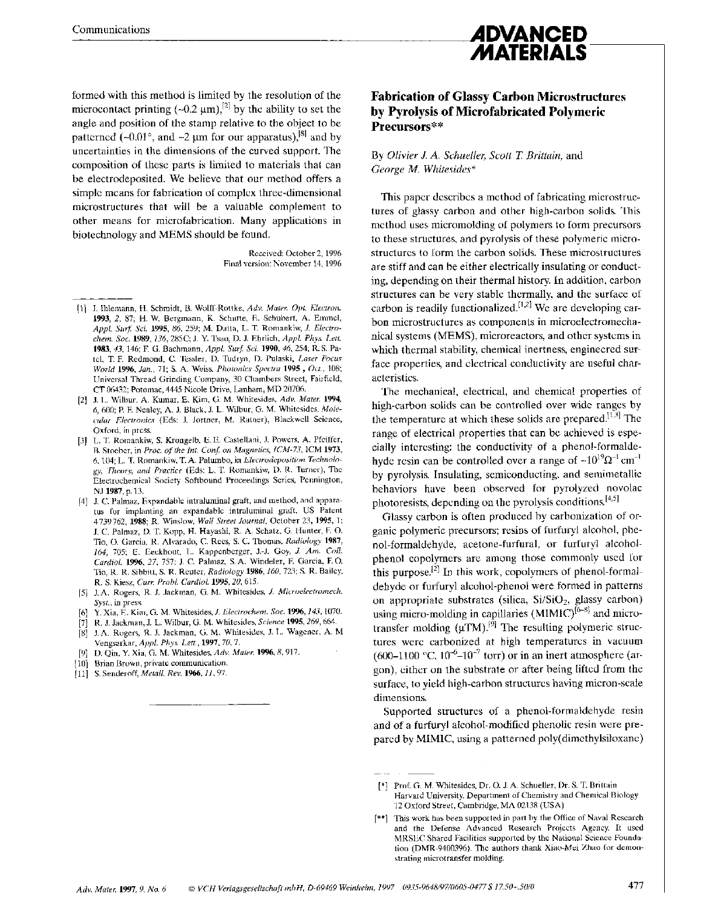formed with this method is limited by the resolution of the microcontact printing (~0.2 μm),[2] by the ability to set the angle and position of the stamp relative to the object to be patterned (~0.01°, and ~2 μm for our apparatus),[8] and by uncertainties in the dimensions of the curved support. The composition of these parts is limited to materials that can be electrodeposited. We believe that our method offers a simple means for fabrication of complex three-dimensional microstructures that will be a valuable complement to other means for microfabrication. Many applications in biotechnology and MEMS should be found.

Received: October 2, 1996
Final version: November 14, 1996

---

[1] J. Ihlemann, H. Schmidt, B. Wolff-Rottke, *Adv. Mater. Opt. Electron.* **1993**, *2*, 87; H. W. Bergmann, K. Schutte, E. Schubert, A. Emmel, *Appl. Surf. Sci.* **1995**, *86*, 259; M. Datta, L. T. Romankiw, *J. Electrochem. Soc.* **1989**, *136*, 285C; J. Y. Tsao, D. J. Ehrlich, *Appl. Phys. Lett.* **1983**, *43*, 146; F. G. Bachmann, *Appl. Surf. Sci.* **1990**, *46*, 254; R. S. Patel, T. F. Redmond, C. Tessler, D. Tudryn, D. Pulaski, *Laser Focus World* **1996**, *Jan.*, 71; S. A. Weiss, *Photonics Spectra* **1995**, *Oct.*, 108; Universal Thread Grinding Company, 30 Chambers Street, Fairfield, CT 06432; Potomac, 4445 Nicole Drive, Lanham, MD 20706.

[2] J. L. Wilbur, A. Kumar, E. Kim, G. M. Whitesides, *Adv. Mater.* **1994**, *6*, 600; P. E. Nealey, A. J. Black, J. L. Wilbur, G. M. Whitesides, *Molecular Electronics* (Eds: J. Jortner, M. Ratner), Blackwell Science, Oxford, in press.

[3] L. T. Romankiw, S. Krongelb, E. E. Castellani, J. Powers, A. Pfeiffer, B. Stoeber, in *Proc. of the Int. Conf. on Magnetics, ICM-73*, ICM **1973**, 6, 104; L. T. Romankiw, T. A. Palumbo, in *Electrodeposition Technology, Theory, and Practice* (Eds: L. T. Romankiw, D. R. Turner), The Electrochemical Society Softbound Proceedings Series, Pennington, NJ **1987**, p. 13.

[4] J. C. Palmaz, Expandable intraluminal graft, and method, and apparatus for implanting an expandable intraluminal graft, US Patent 4 739 762, **1988**; R. Winslow, *Wall Street Journal*, October 23, **1995**, 1; J. C. Palmaz, D. T. Kopp, H. Hayashi, R. A. Schatz, G. Hunter, F. O. Tio, O. Garcia, R. Alvarado, C. Rees, S. C. Thomas, *Radiology* **1987**, *164*, 705; E. Eeckhout, L. Kappenberger, J.-J. Goy, *J. Am. Coll. Cardiol.* **1996**, *27*, 757; J. C. Palmaz, S. A. Windeler, F. Garcia, F. O. Tio, R. R. Sibbitt, S. R. Reuter, *Radiology* **1986**, *160*, 723; S. R. Bailey, R. S. Kiesz, *Curr. Probl. Cardiol.* **1995**, *20*, 615.

[5] J. A. Rogers, R. J. Jackman, G. M. Whitesides, *J. Microelectromech. Syst.*, in press.

[6] Y. Xia, E. Kim, G. M. Whitesides, *J. Electrochem. Soc.* **1996**, *143*, 1070.

[7] R. J. Jackman, J. L. Wilbur, G. M. Whitesides, *Science* **1995**, *269*, 664.

[8] J. A. Rogers, R. J. Jackman, G. M. Whitesides, J. L. Wagener, A. M Vengsarkar, *Appl. Phys. Lett.*, **1997**, *70*, 7.

[9] D. Qin, Y. Xia, G. M. Whitesides, *Adv. Mater.* **1996**, *8*, 917.

[10] Brian Brown, private communication.

[11] S. Senderoff, *Metall. Rev.* **1966**, *11*, 97.

---

## Fabrication of Glassy Carbon Microstructures by Pyrolysis of Microfabricated Polymeric Precursors**

By *Olivier J. A. Schueller, Scott T. Brittain, and George M. Whitesides**

This paper describes a method of fabricating microstructures of glassy carbon and other high-carbon solids. This method uses micromolding of polymers to form precursors to these structures, and pyrolysis of these polymeric microstructures to form the carbon solids. These microstructures are stiff and can be either electrically insulating or conducting, depending on their thermal history. In addition, carbon structures can be very stable thermally, and the surface of carbon is readily functionalized.[1,2] We are developing carbon microstructures as components in microelectromechanical systems (MEMS), microreactors, and other systems in which thermal stability, chemical inertness, engineered surface properties, and electrical conductivity are useful characteristics.

The mechanical, electrical, and chemical properties of high-carbon solids can be controlled over wide ranges by the temperature at which these solids are prepared.[1,3] The range of electrical properties that can be achieved is especially interesting: the conductivity of a phenol-formaldehyde resin can be controlled over a range of $\sim 10^{19}\,\Omega^{-1}\,\mathrm{cm}^{-1}$ by pyrolysis. Insulating, semiconducting, and semimetallic behaviors have been observed for pyrolyzed novolac photoresists, depending on the pyrolysis conditions.[4,5]

Glassy carbon is often produced by carbonization of organic polymeric precursors; resins of furfuryl alcohol, phenol-formaldehyde, acetone-furfural, or furfuryl alcohol-phenol copolymers are among those commonly used for this purpose.[2] In this work, copolymers of phenol-formaldehyde or furfuryl alcohol-phenol were formed in patterns on appropriate substrates (silica, $Si/SiO_2$, glassy carbon) using micro-molding in capillaries (MIMIC)[6–8] and microtransfer molding (μTM).[9] The resulting polymeric structures were carbonized at high temperatures in vacuum (600–1100 °C, $10^{-6}$–$10^{-7}$ torr) or in an inert atmosphere (argon), either on the substrate or after being lifted from the surface, to yield high-carbon structures having micron-scale dimensions.

Supported structures of a phenol-formaldehyde resin and of a furfuryl alcohol-modified phenolic resin were prepared by MIMIC, using a patterned poly(dimethylsiloxane)

---

[*] Prof. G. M. Whitesides, Dr. O. J. A. Schueller, Dr. S. T. Brittain
Harvard University, Department of Chemistry and Chemical Biology
12 Oxford Street, Cambridge, MA 02138 (USA)

[**] This work has been supported in part by the Office of Naval Research and the Defense Advanced Research Projects Agency. It used MRSEC Shared Facilities supported by the National Science Foundation (DMR-9400396). The authors thank Xiao-Mei Zhao for demonstrating microtransfer molding.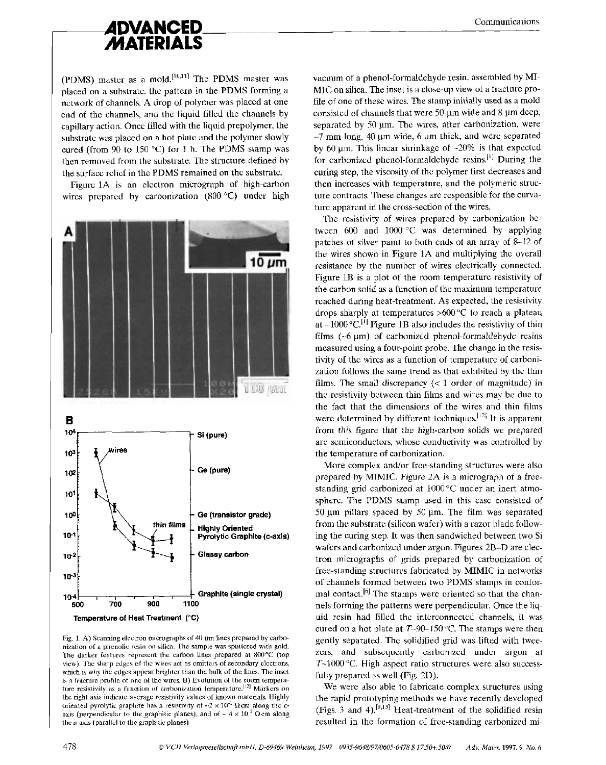(PDMS) master as a mold.[10,11] The PDMS master was placed on a substrate, the pattern in the PDMS forming a network of channels. A drop of polymer was placed at one end of the channels, and the liquid filled the channels by capillary action. Once filled with the liquid prepolymer, the substrate was placed on a hot plate and the polymer slowly cured (from 90 to 150 °C) for 1 h. The PDMS stamp was then removed from the substrate. The structure defined by the surface relief in the PDMS remained on the substrate.

Figure 1A is an electron micrograph of high-carbon wires prepared by carbonization (800 °C) under high vacuum of a phenol-formaldehyde resin, assembled by MIMIC on silica. The inset is a close-up view of a fracture profile of one of these wires. The stamp initially used as a mold consisted of channels that were 50 μm wide and 8 μm deep, separated by 50 μm. The wires, after carbonization, were ~7 mm long, 40 μm wide, 6 μm thick, and were separated by 60 μm. This linear shrinkage of ~20% is that expected for carbonized phenol-formaldehyde resins.[1] During the curing step, the viscosity of the polymer first decreases and then increases with temperature, and the polymeric structure contracts. These changes are responsible for the curvature apparent in the cross-section of the wires.

Fig. 1. A) Scanning electron micrographs of 40 μm lines prepared by carbonization of a phenolic resin on silica. The sample was sputtered with gold. The darker features represent the carbon lines prepared at 800 °C (top view). The sharp edges of the wires act as emitters of secondary electrons, which is why the edges appear brighter than the bulk of the lines. The inset is a fracture profile of one of the wires. B) Evolution of the room temperature resistivity as a function of carbonization temperature.[12] Markers on the right axis indicate average resistivity values of known materials. Highly oriented pyrolytic graphite has a resistivity of ~$2 \times 10^{-1}$ Ωcm along the c-axis (perpendicular to the graphitic planes), and of ~ $4 \times 10^{-5}$ Ωcm along the a-axis (parallel to the graphitic planes).

The resistivity of wires prepared by carbonization between 600 and 1000 °C was determined by applying patches of silver paint to both ends of an array of 8–12 of the wires shown in Figure 1A and multiplying the overall resistance by the number of wires electrically connected. Figure 1B is a plot of the room temperature resistivity of the carbon solid as a function of the maximum temperature reached during heat-treatment. As expected, the resistivity drops sharply at temperatures >600 °C to reach a plateau at ~1000 °C.[1] Figure 1B also includes the resistivity of thin films (~6 μm) of carbonized phenol-formaldehyde resins measured using a four-point probe. The change in the resistivity of the wires as a function of temperature of carbonization follows the same trend as that exhibited by the thin films. The small discrepancy (< 1 order of magnitude) in the resistivity between thin films and wires may be due to the fact that the dimensions of the wires and thin films were determined by different techniques.[12] It is apparent from this figure that the high-carbon solids we prepared are semiconductors, whose conductivity was controlled by the temperature of carbonization.

More complex and/or free-standing structures were also prepared by MIMIC. Figure 2A is a micrograph of a free-standing grid carbonized at 1000 °C under an inert atmosphere. The PDMS stamp used in this case consisted of 50 μm pillars spaced by 50 μm. The film was separated from the substrate (silicon wafer) with a razor blade following the curing step. It was then sandwiched between two Si wafers and carbonized under argon. Figures 2B–D are electron micrographs of grids prepared by carbonization of free-standing structures fabricated by MIMIC in networks of channels formed between two PDMS stamps in conformal contact.[6] The stamps were oriented so that the channels forming the patterns were perpendicular. Once the liquid resin had filled the interconnected channels, it was cured on a hot plate at $T$~90–150 °C. The stamps were then gently separated. The solidified grid was lifted with tweezers, and subsequently carbonized under argon at $T$~1000 °C. High aspect ratio structures were also successfully prepared as well (Fig. 2D).

We were also able to fabricate complex structures using the rapid prototyping methods we have recently developed (Figs. 3 and 4).[9,13] Heat-treatment of the solidified resin resulted in the formation of free-standing carbonized mi-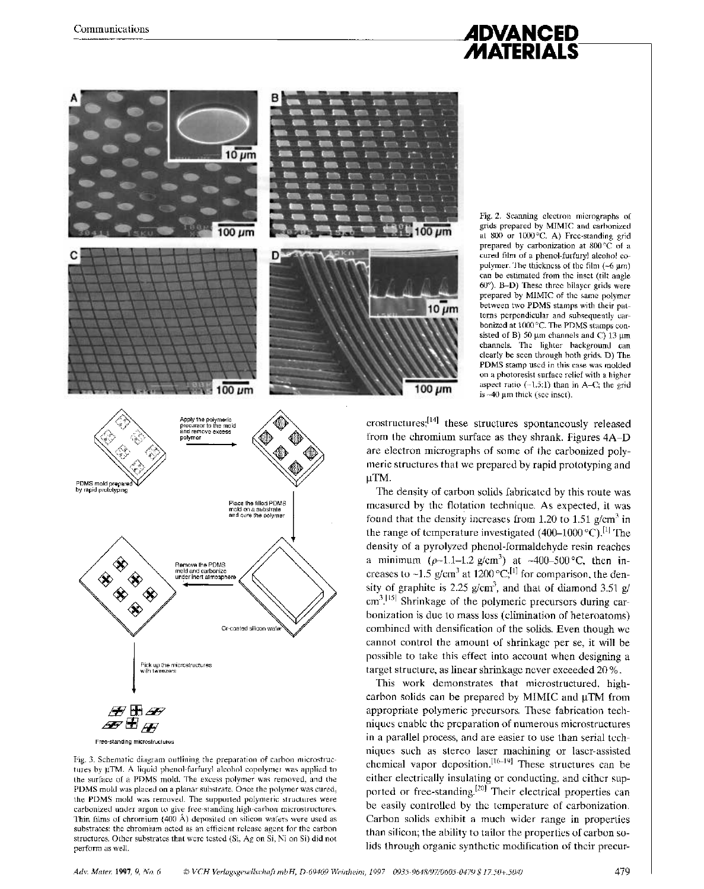Fig. 2. Scanning electron micrographs of grids prepared by MIMIC and carbonized at 800 or 1000 °C. A) Free-standing grid prepared by carbonization at 800 °C of a cured film of a phenol-furfuryl alcohol copolymer. The thickness of the film (~6 µm) can be estimated from the inset (tilt angle 60°). B–D) These three bilayer grids were prepared by MIMIC of the same polymer between two PDMS stamps with their patterns perpendicular and subsequently carbonized at 1000 °C. The PDMS stamps consisted of B) 50 µm channels and C) 13 µm channels. The lighter background can clearly be seen through both grids. D) The PDMS stamp used in this case was molded on a photoresist surface relief with a higher aspect ratio (~1.5:1) than in A–C; the grid is ~40 µm thick (see inset).

Fig. 3. Schematic diagram outlining the preparation of carbon microstructures by µTM. A liquid phenol-furfuryl alcohol copolymer was applied to the surface of a PDMS mold. The excess polymer was removed, and the PDMS mold was placed on a planar substrate. Once the polymer was cured, the PDMS mold was removed. The supported polymeric structures were carbonized under argon to give free-standing high-carbon microstructures. Thin films of chromium (400 Å) deposited on silicon wafers were used as substrates: the chromium acted as an efficient release agent for the carbon structures. Other substrates that were tested (Si, Ag on Si, Ni on Si) did not perform as well.

crostructures;[14] these structures spontaneously released from the chromium surface as they shrank. Figures 4A–D are electron micrographs of some of the carbonized polymeric structures that we prepared by rapid prototyping and µTM.

The density of carbon solids fabricated by this route was measured by the flotation technique. As expected, it was found that the density increases from 1.20 to 1.51 g/cm$^3$ in the range of temperature investigated (400–1000 °C).[1] The density of a pyrolyzed phenol-formaldehyde resin reaches a minimum ($\rho$~1.1–1.2 g/cm$^3$) at ~400–500 °C, then increases to ~1.5 g/cm$^3$ at 1200 °C;[1] for comparison, the density of graphite is 2.25 g/cm$^3$, and that of diamond 3.51 g/cm$^3$.[15] Shrinkage of the polymeric precursors during carbonization is due to mass loss (elimination of heteroatoms) combined with densification of the solids. Even though we cannot control the amount of shrinkage per se, it will be possible to take this effect into account when designing a target structure, as linear shrinkage never exceeded 20 %.

This work demonstrates that microstructured, high-carbon solids can be prepared by MIMIC and µTM from appropriate polymeric precursors. These fabrication techniques enable the preparation of numerous microstructures in a parallel process, and are easier to use than serial techniques such as stereo laser machining or laser-assisted chemical vapor deposition.[16–19] These structures can be either electrically insulating or conducting, and either supported or free-standing.[20] Their electrical properties can be easily controlled by the temperature of carbonization. Carbon solids exhibit a much wider range in properties than silicon; the ability to tailor the properties of carbon solids through organic synthetic modification of their precur-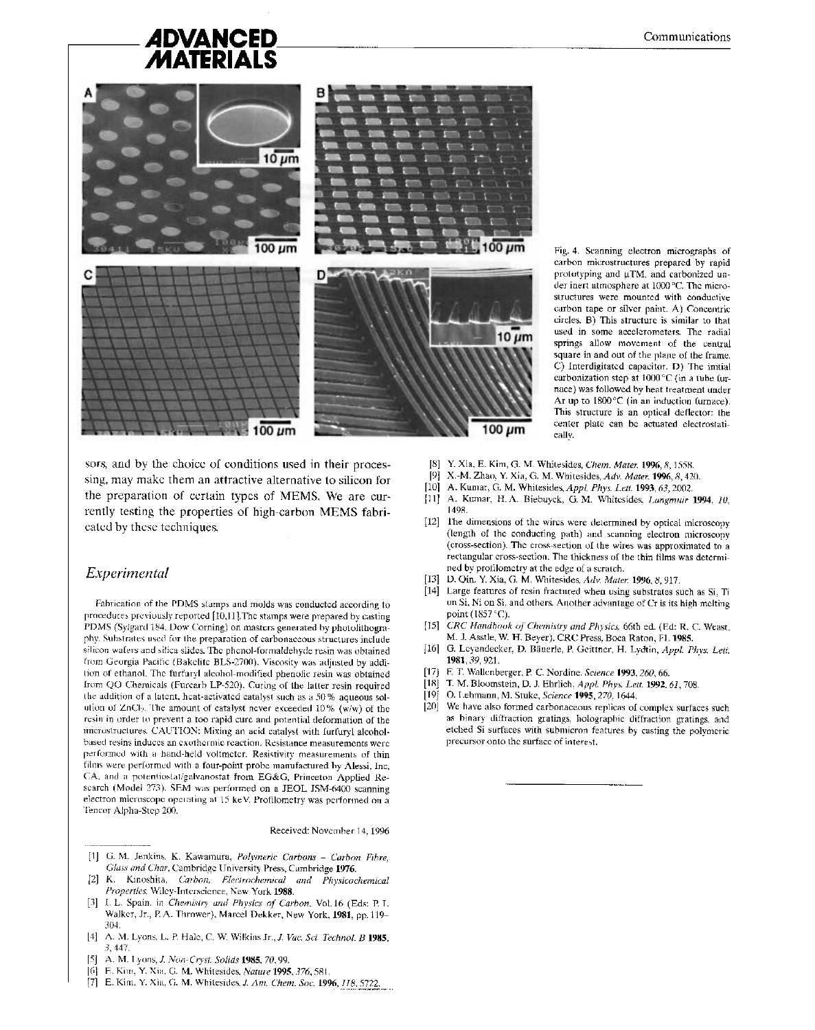Fig. 4. Scanning electron micrographs of carbon microstructures prepared by rapid prototyping and μTM, and carbonized under inert atmosphere at 1000 °C. The microstructures were mounted with conductive carbon tape or silver paint. A) Concentric circles. B) This structure is similar to that used in some accelerometers. The radial springs allow movement of the central square in and out of the plane of the frame. C) Interdigitated capacitor. D) The initial carbonization step at 1000 °C (in a tube furnace) was followed by heat treatment under Ar up to 1800 °C (in an induction furnace). This structure is an optical deflector: the center plate can be actuated electrostatically.

sors, and by the choice of conditions used in their processing, may make them an attractive alternative to silicon for the preparation of certain types of MEMS. We are currently testing the properties of high-carbon MEMS fabricated by these techniques.

## *Experimental*

Fabrication of the PDMS stamps and molds was conducted according to procedures previously reported [10,11]. The stamps were prepared by casting PDMS (Sylgard 184, Dow Corning) on masters generated by photolithography. Substrates used for the preparation of carbonaceous structures include silicon wafers and silica slides. The phenol-formaldehyde resin was obtained from Georgia Pacific (Bakelite BLS-2700). Viscosity was adjusted by addition of ethanol. The furfuryl alcohol-modified phenolic resin was obtained from QO Chemicals (Furcarb LP-520). Curing of the latter resin required the addition of a latent, heat-activated catalyst such as a 50 % aqueous solution of $ZnCl_2$. The amount of catalyst never exceeded 10 % (w/w) of the resin in order to prevent a too rapid cure and potential deformation of the microstructures. CAUTION: Mixing an acid catalyst with furfuryl alcohol-based resins induces an exothermic reaction. Resistance measurements were performed with a hand-held voltmeter. Resistivity measurements of thin films were performed with a four-point probe manufactured by Alessi, Inc. CA, and a potentiostat/galvanostat from EG&G, Princeton Applied Research (Model 273). SEM was performed on a JEOL JSM-6400 scanning electron microscope operating at 15 keV. Profilometry was performed on a Tencor Alpha-Step 200.

Received: November 14, 1996

[1] G. M. Jenkins, K. Kawamura, *Polymeric Carbons – Carbon Fibre, Glass and Char*, Cambridge University Press, Cambridge **1976**.
[2] K. Kinoshita, *Carbon, Electrochemical and Physicochemical Properties*, Wiley-Interscience, New York **1988**.
[3] I. L. Spain, in *Chemistry and Physics of Carbon*, Vol. 16 (Eds: P. L. Walker, Jr., P. A. Thrower), Marcel Dekker, New York, **1981**, pp. 119–304.
[4] A. M. Lyons, L. P. Hale, C. W. Wilkins Jr., *J. Vac. Sci. Technol. B* **1985**, *3*, 447.
[5] A. M. Lyons, *J. Non-Cryst. Solids* **1985**, *70*, 99.
[6] E. Kim, Y. Xia, G. M. Whitesides, *Nature* **1995**, *376*, 581.
[7] E. Kim, Y. Xia, G. M. Whitesides, *J. Am. Chem. Soc.* **1996**, *118*, 5722.
[8] Y. Xia, E. Kim, G. M. Whitesides, *Chem. Mater.* **1996**, *8*, 1558.
[9] X.-M. Zhao, Y. Xia, G. M. Whitesides, *Adv. Mater.* **1996**, *8*, 420.
[10] A. Kumar, G. M. Whitesides, *Appl. Phys. Lett.* **1993**, *63*, 2002.
[11] A. Kumar, H. A. Biebuyck, G. M. Whitesides, *Langmuir* **1994**, *10*, 1498.
[12] The dimensions of the wires were determined by optical microscopy (length of the conducting path) and scanning electron microscopy (cross-section). The cross-section of the wires was approximated to a rectangular cross-section. The thickness of the thin films was determined by profilometry at the edge of a scratch.
[13] D. Qin, Y. Xia, G. M. Whitesides, *Adv. Mater.* **1996**, *8*, 917.
[14] Large features of resin fractured when using substrates such as Si, Ti on Si, Ni on Si, and others. Another advantage of Cr is its high melting point (1857 °C).
[15] *CRC Handbook of Chemistry and Physics*, 66th ed. (Ed: R. C. Weast, M. J. Astle, W. H. Beyer), CRC Press, Boca Raton, FL **1985**.
[16] G. Leyendecker, D. Bäuerle, P. Geittner, H. Lydtin, *Appl. Phys. Lett.* **1981**, *39*, 921.
[17] F. T. Wallenberger, P. C. Nordine, *Science* **1993**, *260*, 66.
[18] T. M. Bloomstein, D. J. Ehrlich, *Appl. Phys. Lett.* **1992**, *61*, 708.
[19] O. Lehmann, M. Stuke, *Science* **1995**, *270*, 1644.
[20] We have also formed carbonaceous replicas of complex surfaces such as binary diffraction gratings, holographic diffraction gratings, and etched Si surfaces with submicron features by casting the polymeric precursor onto the surface of interest.